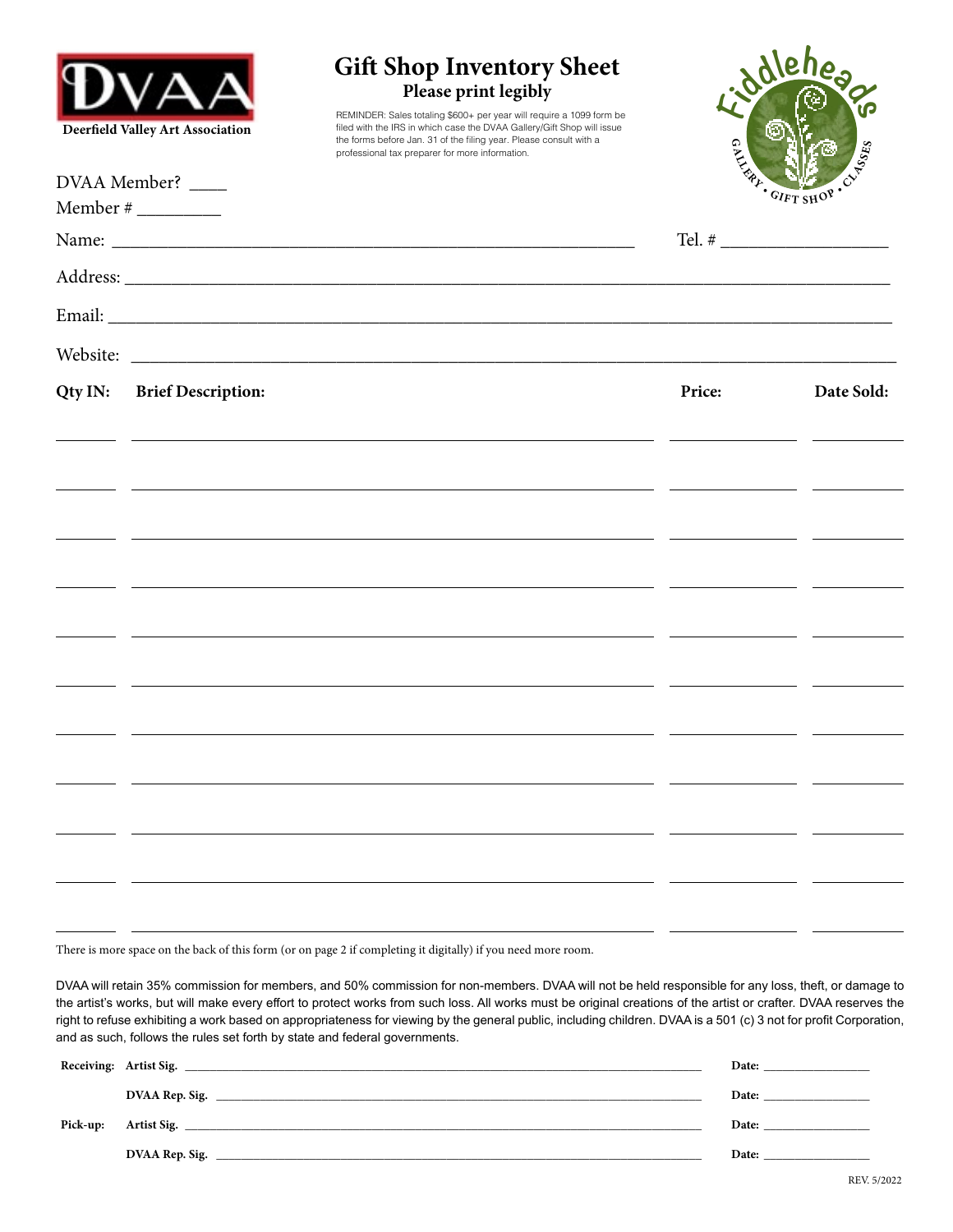DVAA
**Deerfield Valley Art Association**

# Gift Shop Inventory Sheet

## Please print legibly

REMINDER: Sales totaling $600+ per year will require a 1099 form be filed with the IRS in which case the DVAA Gallery/Gift Shop will issue the forms before Jan. 31 of the filing year. Please consult with a professional tax preparer for more information.

Fiddleheads
GALLERY • GIFT SHOP • CLASSES

DVAA Member? ____
Member # _________

Name: ____________________________________________ Tel. # ________________

Address: ______________________________________________________________

Email: ________________________________________________________________

Website: ______________________________________________________________

| Qty IN: | Brief Description: | Price: | Date Sold: |
|---|---|---|---|
| | | | |
| | | | |
| | | | |
| | | | |
| | | | |
| | | | |
| | | | |
| | | | |
| | | | |
| | | | |
| | | | |

There is more space on the back of this form (or on page 2 if completing it digitally) if you need more room.

DVAA will retain 35% commission for members, and 50% commission for non-members. DVAA will not be held responsible for any loss, theft, or damage to the artist's works, but will make every effort to protect works from such loss. All works must be original creations of the artist or crafter. DVAA reserves the right to refuse exhibiting a work based on appropriateness for viewing by the general public, including children. DVAA is a 501 (c) 3 not for profit Corporation, and as such, follows the rules set forth by state and federal governments.

**Receiving:** **Artist Sig.** ______________________________ **Date:** ____________

**DVAA Rep. Sig.** ______________________________ **Date:** ____________

**Pick-up:** **Artist Sig.** ______________________________ **Date:** ____________

**DVAA Rep. Sig.** ______________________________ **Date:** ____________

REV. 5/2022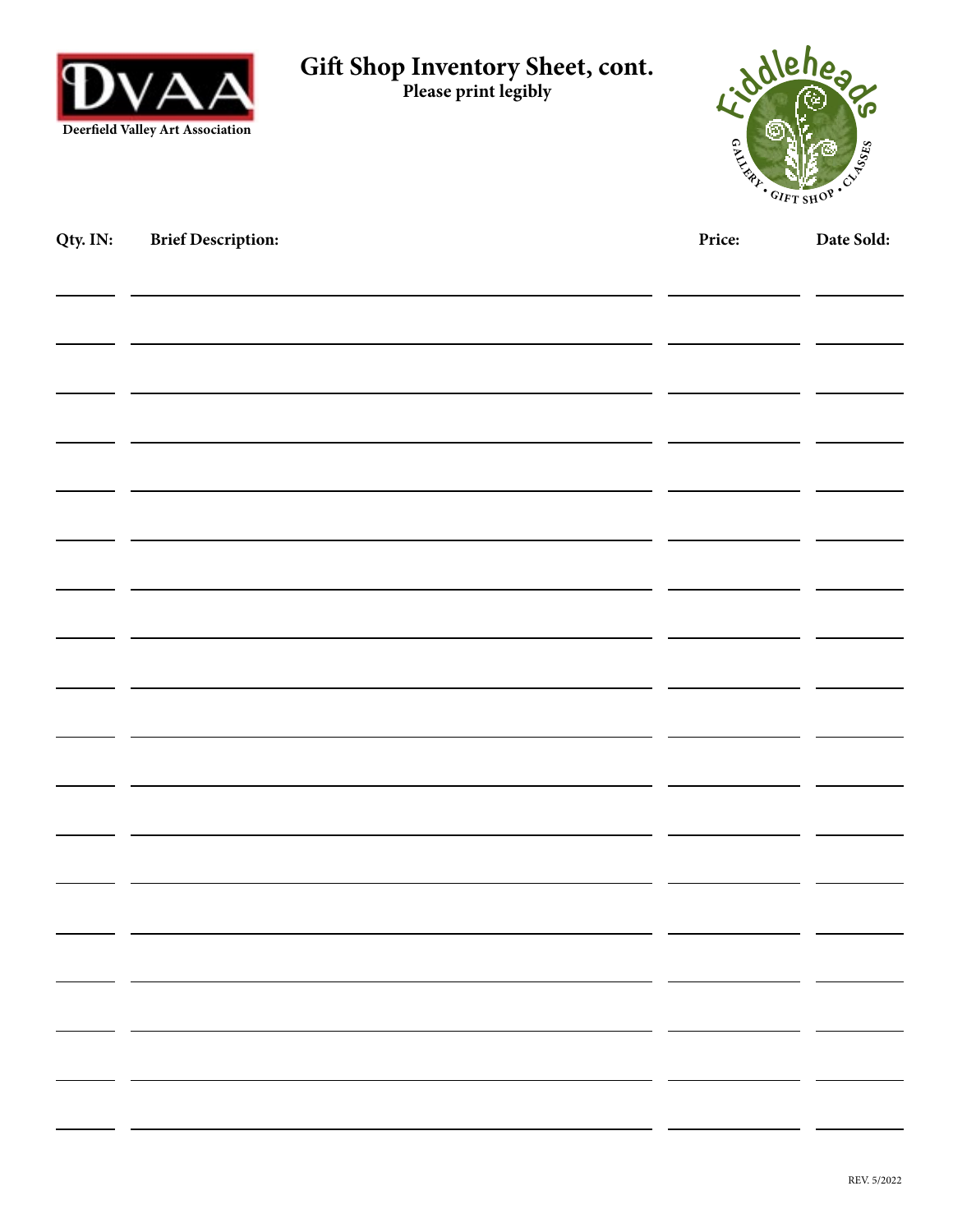Deerfield Valley Art Association

# Gift Shop Inventory Sheet, cont.

**Please print legibly**

Fiddleheads

GALLERY • GIFT SHOP • CLASSES

| Qty. IN: | Brief Description: | Price: | Date Sold: |
|---|---|---|---|
| | | | |
| | | | |
| | | | |
| | | | |
| | | | |
| | | | |
| | | | |
| | | | |
| | | | |
| | | | |
| | | | |
| | | | |
| | | | |
| | | | |
| | | | |
| | | | |
| | | | |
| | | | |

REV. 5/2022